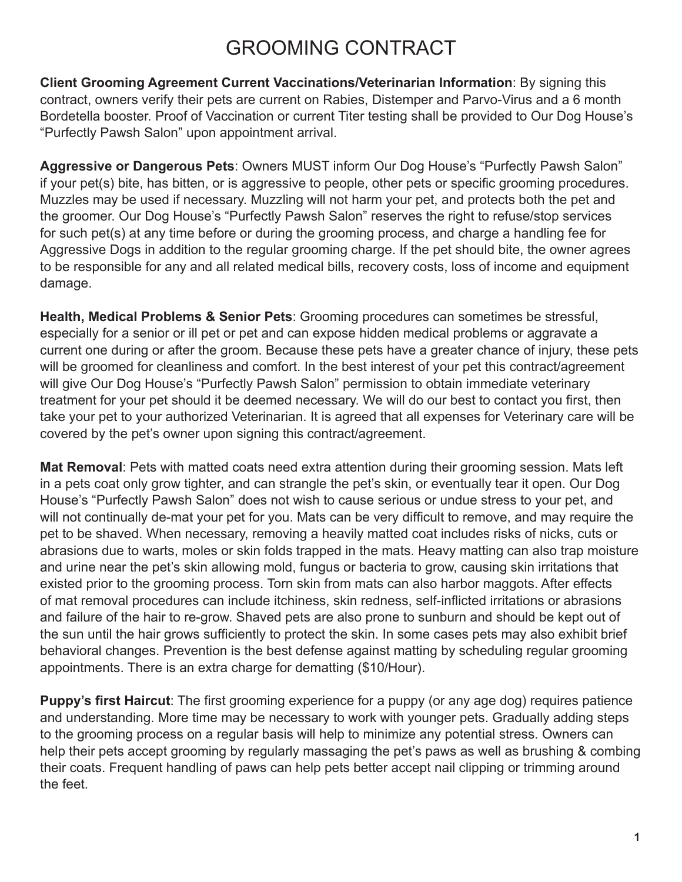# GROOMING CONTRACT

**Client Grooming Agreement Current Vaccinations/Veterinarian Information**: By signing this contract, owners verify their pets are current on Rabies, Distemper and Parvo-Virus and a 6 month Bordetella booster. Proof of Vaccination or current Titer testing shall be provided to Our Dog House's "Purfectly Pawsh Salon" upon appointment arrival.

**Aggressive or Dangerous Pets**: Owners MUST inform Our Dog House's "Purfectly Pawsh Salon" if your pet(s) bite, has bitten, or is aggressive to people, other pets or specific grooming procedures. Muzzles may be used if necessary. Muzzling will not harm your pet, and protects both the pet and the groomer. Our Dog House's "Purfectly Pawsh Salon" reserves the right to refuse/stop services for such pet(s) at any time before or during the grooming process, and charge a handling fee for Aggressive Dogs in addition to the regular grooming charge. If the pet should bite, the owner agrees to be responsible for any and all related medical bills, recovery costs, loss of income and equipment damage.

**Health, Medical Problems & Senior Pets**: Grooming procedures can sometimes be stressful, especially for a senior or ill pet or pet and can expose hidden medical problems or aggravate a current one during or after the groom. Because these pets have a greater chance of injury, these pets will be groomed for cleanliness and comfort. In the best interest of your pet this contract/agreement will give Our Dog House's "Purfectly Pawsh Salon" permission to obtain immediate veterinary treatment for your pet should it be deemed necessary. We will do our best to contact you first, then take your pet to your authorized Veterinarian. It is agreed that all expenses for Veterinary care will be covered by the pet's owner upon signing this contract/agreement.

**Mat Removal**: Pets with matted coats need extra attention during their grooming session. Mats left in a pets coat only grow tighter, and can strangle the pet's skin, or eventually tear it open. Our Dog House's "Purfectly Pawsh Salon" does not wish to cause serious or undue stress to your pet, and will not continually de-mat your pet for you. Mats can be very difficult to remove, and may require the pet to be shaved. When necessary, removing a heavily matted coat includes risks of nicks, cuts or abrasions due to warts, moles or skin folds trapped in the mats. Heavy matting can also trap moisture and urine near the pet's skin allowing mold, fungus or bacteria to grow, causing skin irritations that existed prior to the grooming process. Torn skin from mats can also harbor maggots. After effects of mat removal procedures can include itchiness, skin redness, self-inflicted irritations or abrasions and failure of the hair to re-grow. Shaved pets are also prone to sunburn and should be kept out of the sun until the hair grows sufficiently to protect the skin. In some cases pets may also exhibit brief behavioral changes. Prevention is the best defense against matting by scheduling regular grooming appointments. There is an extra charge for dematting ($10/Hour).

**Puppy's first Haircut**: The first grooming experience for a puppy (or any age dog) requires patience and understanding. More time may be necessary to work with younger pets. Gradually adding steps to the grooming process on a regular basis will help to minimize any potential stress. Owners can help their pets accept grooming by regularly massaging the pet's paws as well as brushing & combing their coats. Frequent handling of paws can help pets better accept nail clipping or trimming around the feet.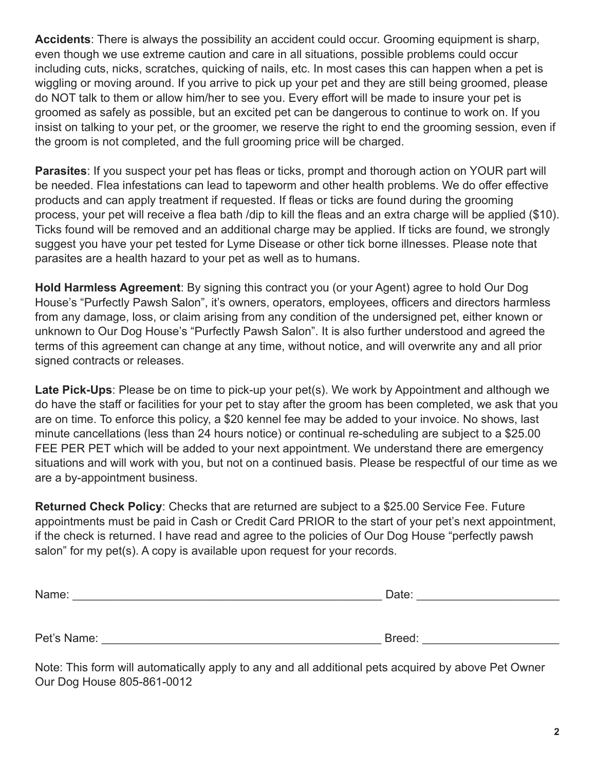**Accidents**: There is always the possibility an accident could occur. Grooming equipment is sharp, even though we use extreme caution and care in all situations, possible problems could occur including cuts, nicks, scratches, quicking of nails, etc. In most cases this can happen when a pet is wiggling or moving around. If you arrive to pick up your pet and they are still being groomed, please do NOT talk to them or allow him/her to see you. Every effort will be made to insure your pet is groomed as safely as possible, but an excited pet can be dangerous to continue to work on. If you insist on talking to your pet, or the groomer, we reserve the right to end the grooming session, even if the groom is not completed, and the full grooming price will be charged.

**Parasites**: If you suspect your pet has fleas or ticks, prompt and thorough action on YOUR part will be needed. Flea infestations can lead to tapeworm and other health problems. We do offer effective products and can apply treatment if requested. If fleas or ticks are found during the grooming process, your pet will receive a flea bath /dip to kill the fleas and an extra charge will be applied ($10). Ticks found will be removed and an additional charge may be applied. If ticks are found, we strongly suggest you have your pet tested for Lyme Disease or other tick borne illnesses. Please note that parasites are a health hazard to your pet as well as to humans.

**Hold Harmless Agreement**: By signing this contract you (or your Agent) agree to hold Our Dog House's "Purfectly Pawsh Salon", it's owners, operators, employees, officers and directors harmless from any damage, loss, or claim arising from any condition of the undersigned pet, either known or unknown to Our Dog House's "Purfectly Pawsh Salon". It is also further understood and agreed the terms of this agreement can change at any time, without notice, and will overwrite any and all prior signed contracts or releases.

**Late Pick-Ups**: Please be on time to pick-up your pet(s). We work by Appointment and although we do have the staff or facilities for your pet to stay after the groom has been completed, we ask that you are on time. To enforce this policy, a $20 kennel fee may be added to your invoice. No shows, last minute cancellations (less than 24 hours notice) or continual re-scheduling are subject to a $25.00 FEE PER PET which will be added to your next appointment. We understand there are emergency situations and will work with you, but not on a continued basis. Please be respectful of our time as we are a by-appointment business.

**Returned Check Policy**: Checks that are returned are subject to a $25.00 Service Fee. Future appointments must be paid in Cash or Credit Card PRIOR to the start of your pet's next appointment, if the check is returned. I have read and agree to the policies of Our Dog House "perfectly pawsh salon" for my pet(s). A copy is available upon request for your records.

Name: ______________________________________________ Date: ____________________

Pet's Name: __________________________________________ Breed: ____________________

Note: This form will automatically apply to any and all additional pets acquired by above Pet Owner
Our Dog House 805-861-0012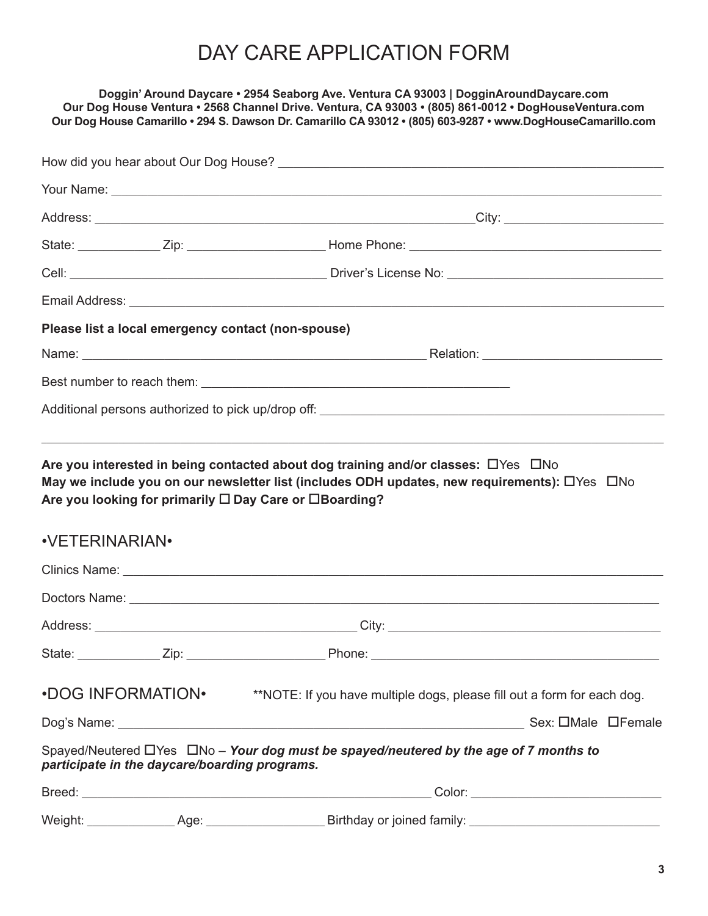# DAY CARE APPLICATION FORM

**Doggin' Around Daycare • 2954 Seaborg Ave. Ventura CA 93003 | DogginAroundDaycare.com**
**Our Dog House Ventura • 2568 Channel Drive. Ventura, CA 93003 • (805) 861-0012 • DogHouseVentura.com**
**Our Dog House Camarillo • 294 S. Dawson Dr. Camarillo CA 93012 • (805) 603-9287 • www.DogHouseCamarillo.com**

How did you hear about Our Dog House? ______________________________

Your Name: ______________________________

Address: ______________________________ City: ______________________________

State: ____________ Zip: ____________________ Home Phone: ______________________________

Cell: ______________________________ Driver's License No: ______________________________

Email Address: ______________________________

**Please list a local emergency contact (non-spouse)**

Name: ______________________________ Relation: ______________________________

Best number to reach them: ______________________________

Additional persons authorized to pick up/drop off: ______________________________

______________________________

**Are you interested in being contacted about dog training and/or classes:** ☐Yes ☐No
**May we include you on our newsletter list (includes ODH updates, new requirements):** ☐Yes ☐No
**Are you looking for primarily ☐ Day Care or ☐Boarding?**

## •VETERINARIAN•

Clinics Name: ______________________________

Doctors Name: ______________________________

Address: ______________________________ City: ______________________________

State: ____________ Zip: ____________________ Phone: ______________________________

## •DOG INFORMATION•

**NOTE: If you have multiple dogs, please fill out a form for each dog.

Dog's Name: ______________________________ Sex: ☐Male ☐Female

Spayed/Neutered ☐Yes ☐No – ***Your dog must be spayed/neutered by the age of 7 months to participate in the daycare/boarding programs.***

Breed: ______________________________ Color: ______________________________

Weight: _____________ Age: _________________ Birthday or joined family: ______________________________